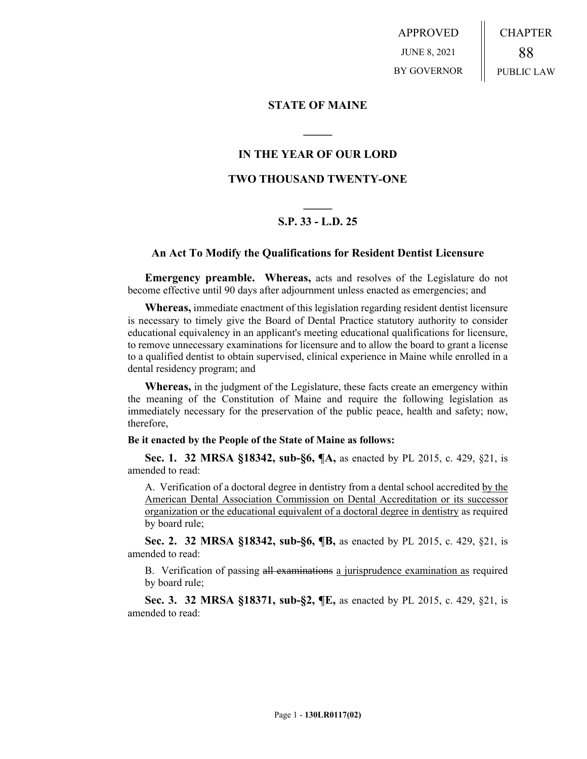APPROVED

JUNE 8, 2021

BY GOVERNOR

CHAPTER

88

PUBLIC LAW

**STATE OF MAINE**

**IN THE YEAR OF OUR LORD**

**TWO THOUSAND TWENTY-ONE**

**S.P. 33 - L.D. 25**

**An Act To Modify the Qualifications for Resident Dentist Licensure**

**Emergency preamble. Whereas,** acts and resolves of the Legislature do not become effective until 90 days after adjournment unless enacted as emergencies; and

**Whereas,** immediate enactment of this legislation regarding resident dentist licensure is necessary to timely give the Board of Dental Practice statutory authority to consider educational equivalency in an applicant's meeting educational qualifications for licensure, to remove unnecessary examinations for licensure and to allow the board to grant a license to a qualified dentist to obtain supervised, clinical experience in Maine while enrolled in a dental residency program; and

**Whereas,** in the judgment of the Legislature, these facts create an emergency within the meaning of the Constitution of Maine and require the following legislation as immediately necessary for the preservation of the public peace, health and safety; now, therefore,

**Be it enacted by the People of the State of Maine as follows:**

**Sec. 1. 32 MRSA §18342, sub-§6, ¶A,** as enacted by PL 2015, c. 429, §21, is amended to read:

A. Verification of a doctoral degree in dentistry from a dental school accredited by the American Dental Association Commission on Dental Accreditation or its successor organization or the educational equivalent of a doctoral degree in dentistry as required by board rule;

**Sec. 2. 32 MRSA §18342, sub-§6, ¶B,** as enacted by PL 2015, c. 429, §21, is amended to read:

B. Verification of passing ~~all examinations~~ a jurisprudence examination as required by board rule;

**Sec. 3. 32 MRSA §18371, sub-§2, ¶E,** as enacted by PL 2015, c. 429, §21, is amended to read: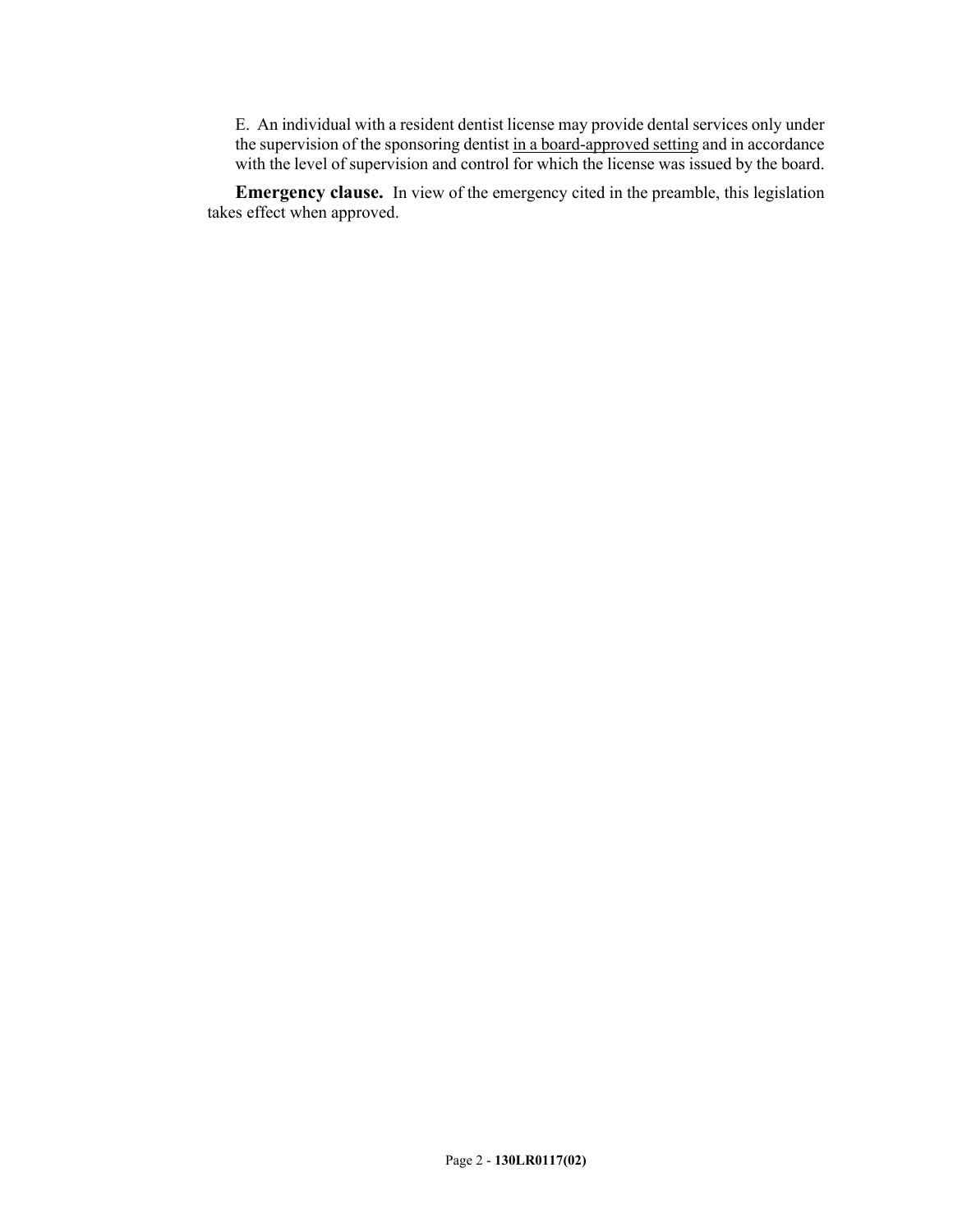E. An individual with a resident dentist license may provide dental services only under the supervision of the sponsoring dentist <u>in a board-approved setting</u> and in accordance with the level of supervision and control for which the license was issued by the board.

**Emergency clause.** In view of the emergency cited in the preamble, this legislation takes effect when approved.